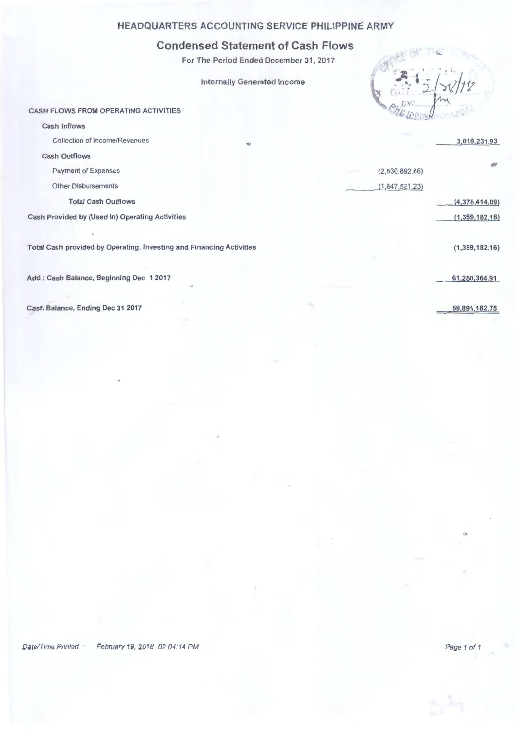# HEADQUARTERS ACCOUNTING SERVICE PHILIPPINE ARMY

## Condensed Statement of Cash Flows

For The Period Ended December 31, 2017

Internally Generated Income

| | | |
|---|---|---|
| **CASH FLOWS FROM OPERATING ACTIVITIES** | | |
| **Cash Inflows** | | |
| Collection of Income/Revenues | | 3,019,231.93 |
| **Cash Outflows** | | |
| Payment of Expenses | (2,530,892.86) | |
| Other Disbursements | (1,847,521.23) | |
| **Total Cash Outflows** | | (4,378,414.09) |
| **Cash Provided by (Used in) Operating Activities** | | (1,359,182.16) |
| **Total Cash provided by Operating, Investing and Financing Activities** | | **(1,359,182.16)** |
| **Add : Cash Balance, Beginning Dec 1 2017** | | 61,250,364.91 |
| **Cash Balance, Ending Dec 31 2017** | | 59,891,182.75 |

*Date/Time Printed : February 19, 2018 02:04:14 PM*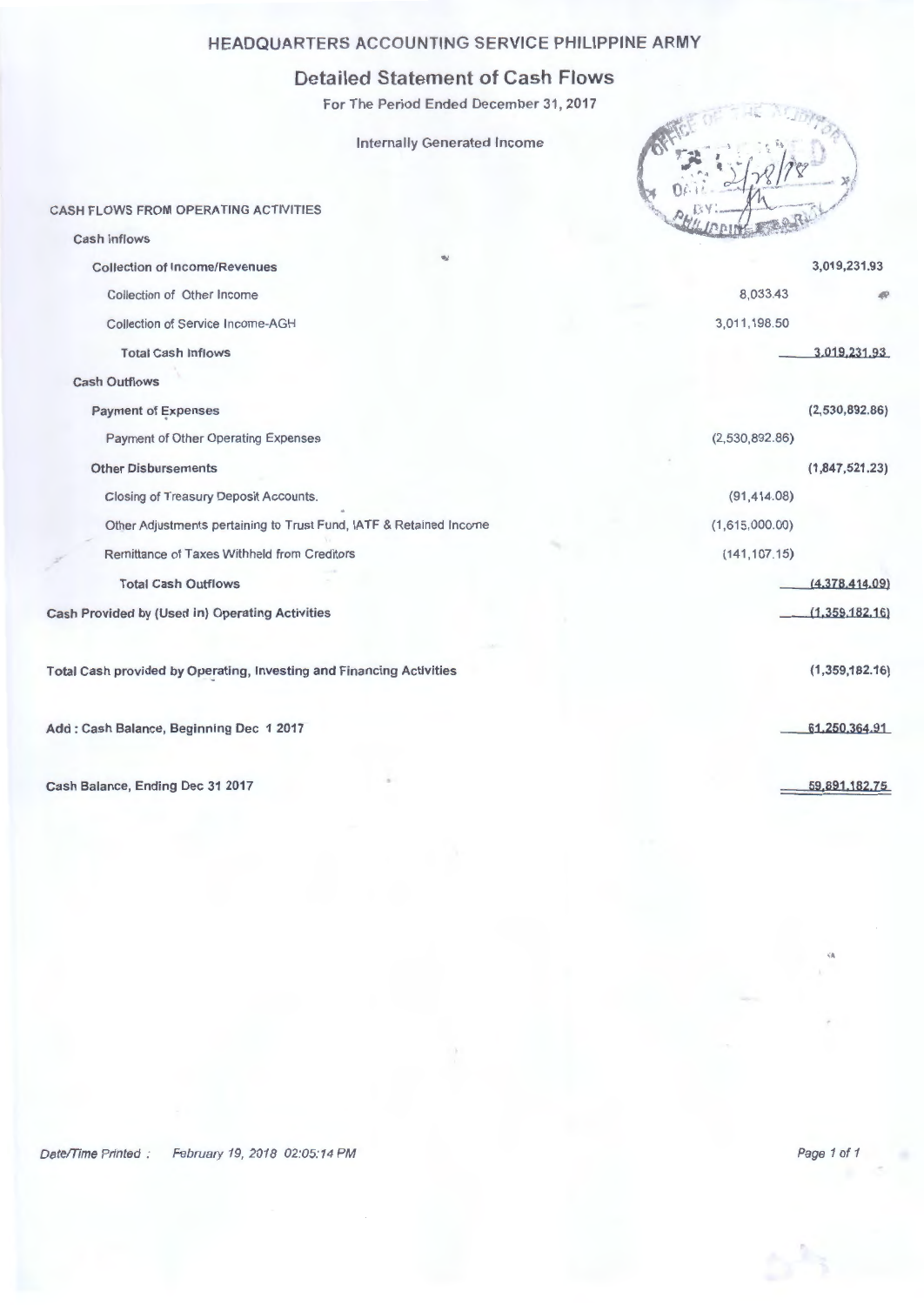## HEADQUARTERS ACCOUNTING SERVICE PHILIPPINE ARMY

# Detailed Statement of Cash Flows

For The Period Ended December 31, 2017

Internally Generated Income

| | | |
|---|---|---|
| **CASH FLOWS FROM OPERATING ACTIVITIES** | | |
| **Cash Inflows** | | |
| **Collection of Income/Revenues** | | 3,019,231.93 |
| Collection of Other Income | 8,033.43 | |
| Collection of Service Income-AGH | 3,011,198.50 | |
| **Total Cash Inflows** | | 3,019,231.93 |
| **Cash Outflows** | | |
| **Payment of Expenses** | | (2,530,892.86) |
| Payment of Other Operating Expenses | (2,530,892.86) | |
| **Other Disbursements** | | (1,847,521.23) |
| Closing of Treasury Deposit Accounts. | (91,414.08) | |
| Other Adjustments pertaining to Trust Fund, IATF & Retained Income | (1,615,000.00) | |
| Remittance of Taxes Withheld from Creditors | (141,107.15) | |
| **Total Cash Outflows** | | (4,378,414.09) |
| **Cash Provided by (Used in) Operating Activities** | | (1,359,182.16) |
| **Total Cash provided by Operating, Investing and Financing Activities** | | (1,359,182.16) |
| **Add : Cash Balance, Beginning Dec 1 2017** | | 61,250,364.91 |
| **Cash Balance, Ending Dec 31 2017** | | 59,891,182.75 |